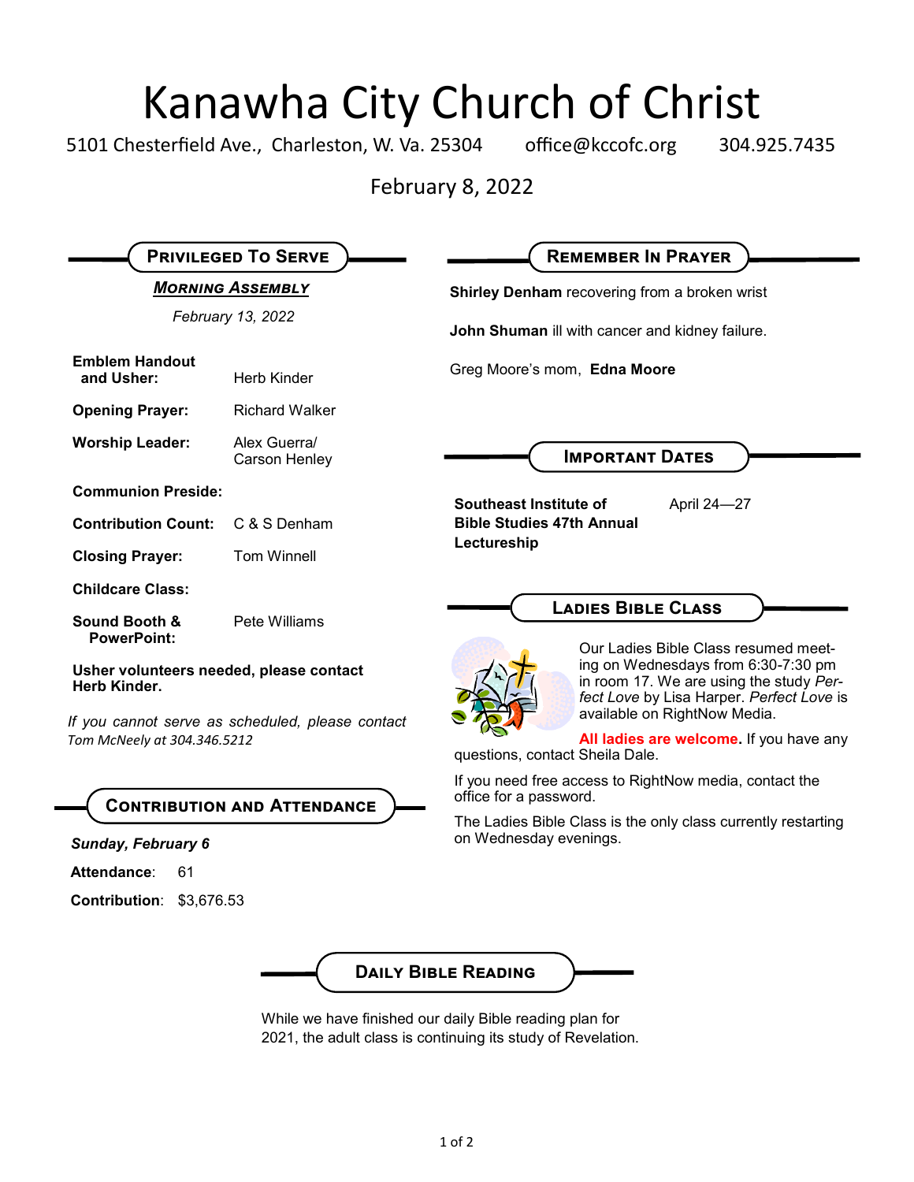# Kanawha City Church of Christ

5101 Chesterfield Ave., Charleston, W. Va. 25304 office@kccofc.org 304.925.7435

February 8, 2022

## Privileged To Serve

***Morning Assembly***

*February 13, 2022*

| | |
|---|---|
| **Emblem Handout and Usher:** | Herb Kinder |
| **Opening Prayer:** | Richard Walker |
| **Worship Leader:** | Alex Guerra/ Carson Henley |
| **Communion Preside:** | |
| **Contribution Count:** | C & S Denham |
| **Closing Prayer:** | Tom Winnell |
| **Childcare Class:** | |
| **Sound Booth & PowerPoint:** | Pete Williams |

**Usher volunteers needed, please contact Herb Kinder.**

*If you cannot serve as scheduled, please contact Tom McNeely at 304.346.5212*

## Contribution and Attendance

***Sunday, February 6***

**Attendance**: 61

**Contribution**: $3,676.53

## Remember In Prayer

**Shirley Denham** recovering from a broken wrist

**John Shuman** ill with cancer and kidney failure.

Greg Moore's mom, **Edna Moore**

## Important Dates

| | |
|---|---|
| **Southeast Institute of Bible Studies 47th Annual Lectureship** | April 24—27 |

## Ladies Bible Class

Our Ladies Bible Class resumed meeting on Wednesdays from 6:30-7:30 pm in room 17. We are using the study *Perfect Love* by Lisa Harper. *Perfect Love* is available on RightNow Media.

**All ladies are welcome.** If you have any questions, contact Sheila Dale.

If you need free access to RightNow media, contact the office for a password.

The Ladies Bible Class is the only class currently restarting on Wednesday evenings.

## Daily Bible Reading

While we have finished our daily Bible reading plan for 2021, the adult class is continuing its study of Revelation.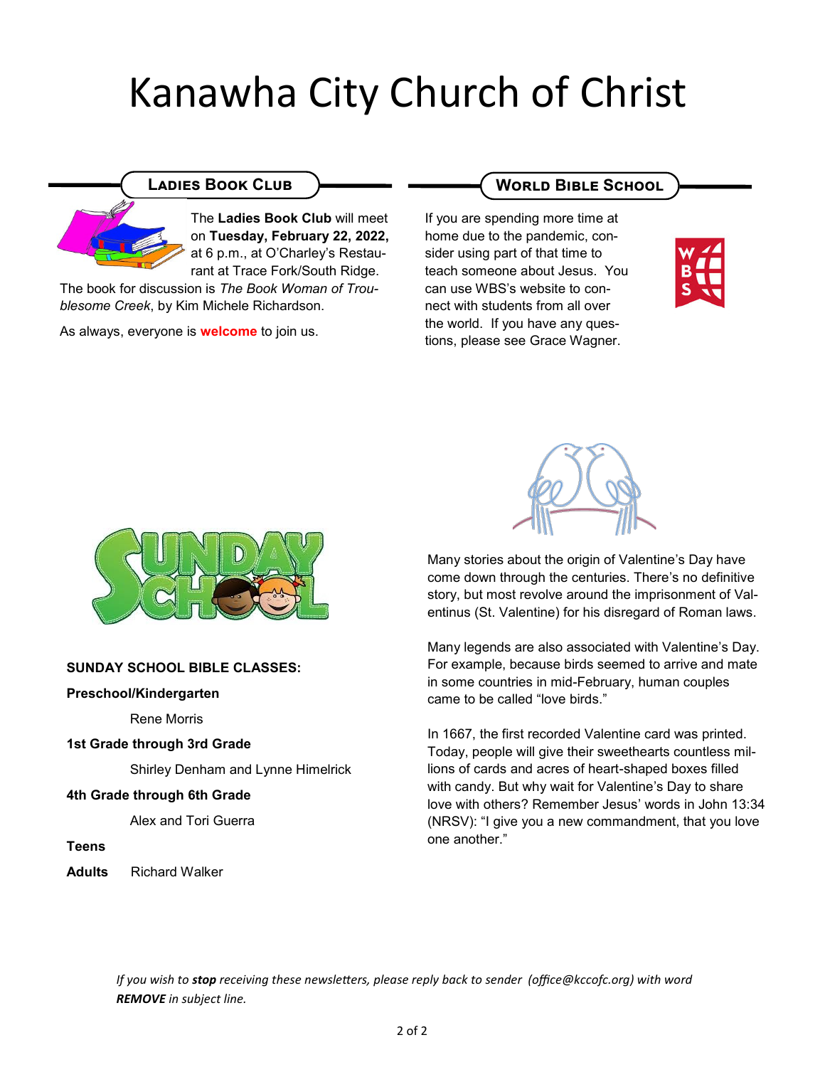# Kanawha City Church of Christ

## Ladies Book Club

The **Ladies Book Club** will meet on **Tuesday, February 22, 2022,** at 6 p.m., at O'Charley's Restaurant at Trace Fork/South Ridge. The book for discussion is *The Book Woman of Troublesome Creek*, by Kim Michele Richardson.

As always, everyone is **welcome** to join us.

## World Bible School

If you are spending more time at home due to the pandemic, consider using part of that time to teach someone about Jesus. You can use WBS's website to connect with students from all over the world. If you have any questions, please see Grace Wagner.

**SUNDAY SCHOOL BIBLE CLASSES:**

**Preschool/Kindergarten**

Rene Morris

**1st Grade through 3rd Grade**

Shirley Denham and Lynne Himelrick

**4th Grade through 6th Grade**

Alex and Tori Guerra

**Teens**

**Adults** Richard Walker

Many stories about the origin of Valentine's Day have come down through the centuries. There's no definitive story, but most revolve around the imprisonment of Valentinus (St. Valentine) for his disregard of Roman laws.

Many legends are also associated with Valentine's Day. For example, because birds seemed to arrive and mate in some countries in mid-February, human couples came to be called "love birds."

In 1667, the first recorded Valentine card was printed. Today, people will give their sweethearts countless millions of cards and acres of heart-shaped boxes filled with candy. But why wait for Valentine's Day to share love with others? Remember Jesus' words in John 13:34 (NRSV): "I give you a new commandment, that you love one another."

*If you wish to* ***stop*** *receiving these newsletters, please reply back to sender (office@kccofc.org) with word* ***REMOVE*** *in subject line.*